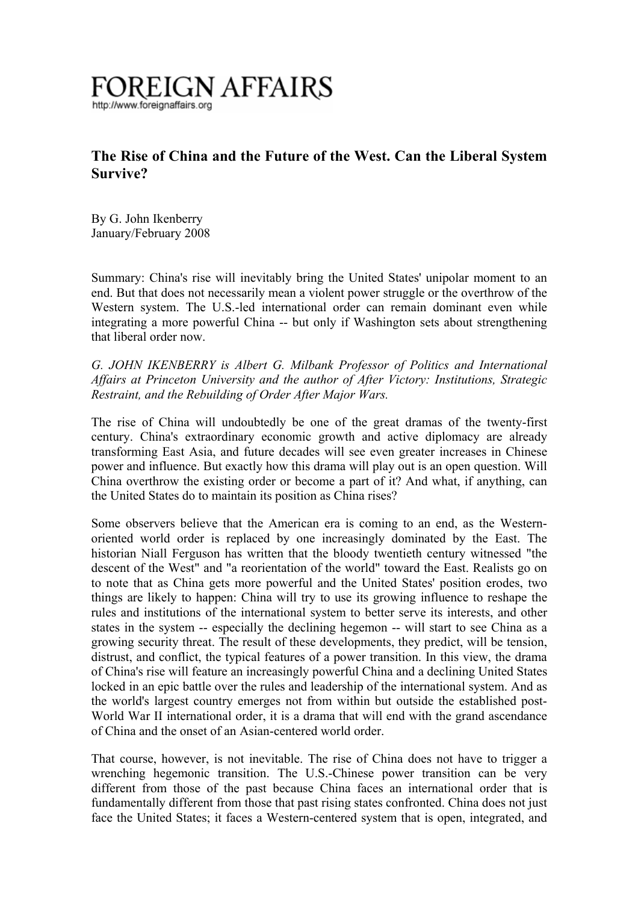FOREIGN AFFAIRS
http://www.foreignaffairs.org

# The Rise of China and the Future of the West. Can the Liberal System Survive?

By G. John Ikenberry
January/February 2008

Summary: China's rise will inevitably bring the United States' unipolar moment to an end. But that does not necessarily mean a violent power struggle or the overthrow of the Western system. The U.S.-led international order can remain dominant even while integrating a more powerful China -- but only if Washington sets about strengthening that liberal order now.

*G. JOHN IKENBERRY is Albert G. Milbank Professor of Politics and International Affairs at Princeton University and the author of After Victory: Institutions, Strategic Restraint, and the Rebuilding of Order After Major Wars.*

The rise of China will undoubtedly be one of the great dramas of the twenty-first century. China's extraordinary economic growth and active diplomacy are already transforming East Asia, and future decades will see even greater increases in Chinese power and influence. But exactly how this drama will play out is an open question. Will China overthrow the existing order or become a part of it? And what, if anything, can the United States do to maintain its position as China rises?

Some observers believe that the American era is coming to an end, as the Western-oriented world order is replaced by one increasingly dominated by the East. The historian Niall Ferguson has written that the bloody twentieth century witnessed "the descent of the West" and "a reorientation of the world" toward the East. Realists go on to note that as China gets more powerful and the United States' position erodes, two things are likely to happen: China will try to use its growing influence to reshape the rules and institutions of the international system to better serve its interests, and other states in the system -- especially the declining hegemon -- will start to see China as a growing security threat. The result of these developments, they predict, will be tension, distrust, and conflict, the typical features of a power transition. In this view, the drama of China's rise will feature an increasingly powerful China and a declining United States locked in an epic battle over the rules and leadership of the international system. And as the world's largest country emerges not from within but outside the established post-World War II international order, it is a drama that will end with the grand ascendance of China and the onset of an Asian-centered world order.

That course, however, is not inevitable. The rise of China does not have to trigger a wrenching hegemonic transition. The U.S.-Chinese power transition can be very different from those of the past because China faces an international order that is fundamentally different from those that past rising states confronted. China does not just face the United States; it faces a Western-centered system that is open, integrated, and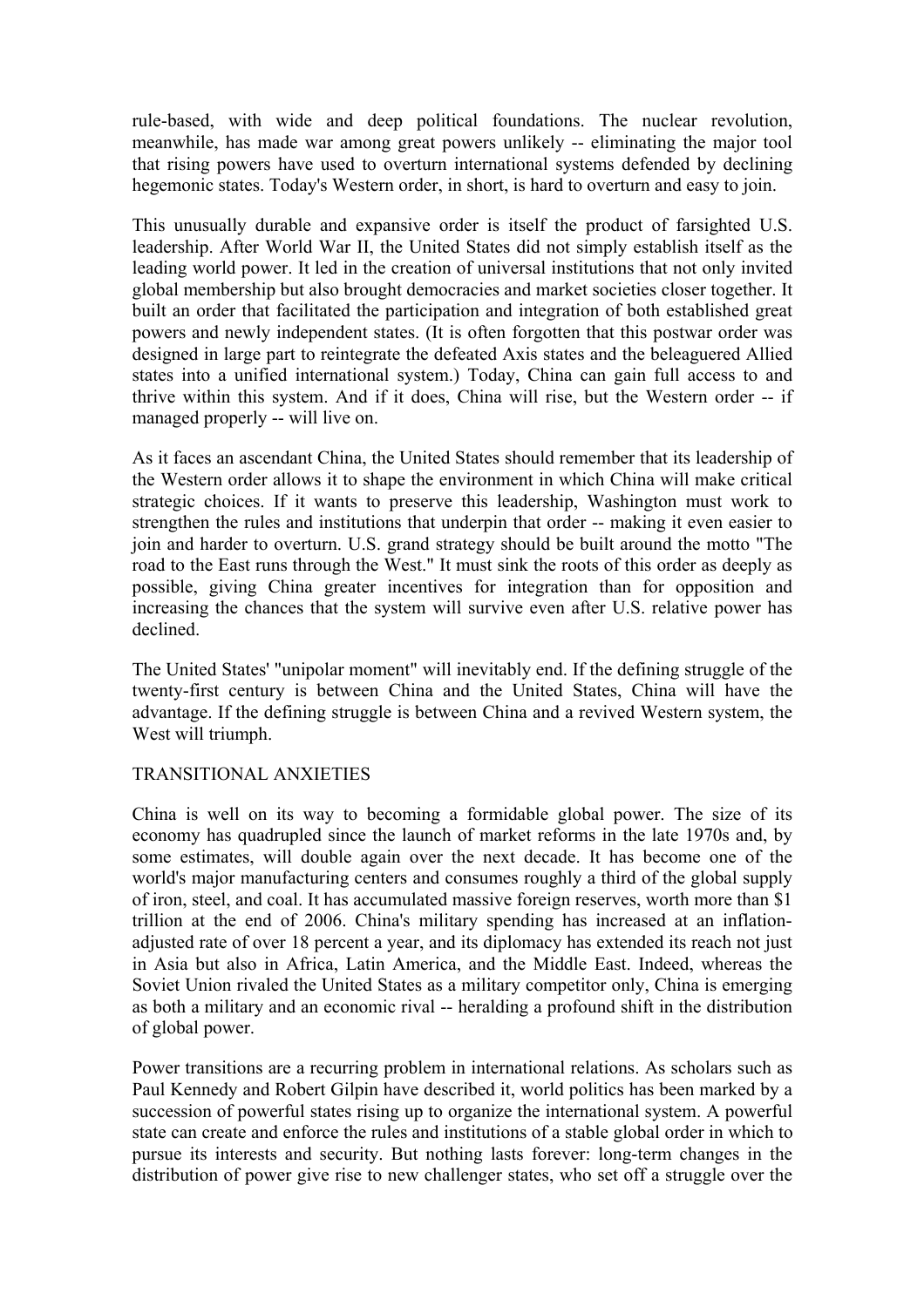rule-based, with wide and deep political foundations. The nuclear revolution, meanwhile, has made war among great powers unlikely -- eliminating the major tool that rising powers have used to overturn international systems defended by declining hegemonic states. Today's Western order, in short, is hard to overturn and easy to join.

This unusually durable and expansive order is itself the product of farsighted U.S. leadership. After World War II, the United States did not simply establish itself as the leading world power. It led in the creation of universal institutions that not only invited global membership but also brought democracies and market societies closer together. It built an order that facilitated the participation and integration of both established great powers and newly independent states. (It is often forgotten that this postwar order was designed in large part to reintegrate the defeated Axis states and the beleaguered Allied states into a unified international system.) Today, China can gain full access to and thrive within this system. And if it does, China will rise, but the Western order -- if managed properly -- will live on.

As it faces an ascendant China, the United States should remember that its leadership of the Western order allows it to shape the environment in which China will make critical strategic choices. If it wants to preserve this leadership, Washington must work to strengthen the rules and institutions that underpin that order -- making it even easier to join and harder to overturn. U.S. grand strategy should be built around the motto "The road to the East runs through the West." It must sink the roots of this order as deeply as possible, giving China greater incentives for integration than for opposition and increasing the chances that the system will survive even after U.S. relative power has declined.

The United States' "unipolar moment" will inevitably end. If the defining struggle of the twenty-first century is between China and the United States, China will have the advantage. If the defining struggle is between China and a revived Western system, the West will triumph.

## TRANSITIONAL ANXIETIES

China is well on its way to becoming a formidable global power. The size of its economy has quadrupled since the launch of market reforms in the late 1970s and, by some estimates, will double again over the next decade. It has become one of the world's major manufacturing centers and consumes roughly a third of the global supply of iron, steel, and coal. It has accumulated massive foreign reserves, worth more than $1 trillion at the end of 2006. China's military spending has increased at an inflation-adjusted rate of over 18 percent a year, and its diplomacy has extended its reach not just in Asia but also in Africa, Latin America, and the Middle East. Indeed, whereas the Soviet Union rivaled the United States as a military competitor only, China is emerging as both a military and an economic rival -- heralding a profound shift in the distribution of global power.

Power transitions are a recurring problem in international relations. As scholars such as Paul Kennedy and Robert Gilpin have described it, world politics has been marked by a succession of powerful states rising up to organize the international system. A powerful state can create and enforce the rules and institutions of a stable global order in which to pursue its interests and security. But nothing lasts forever: long-term changes in the distribution of power give rise to new challenger states, who set off a struggle over the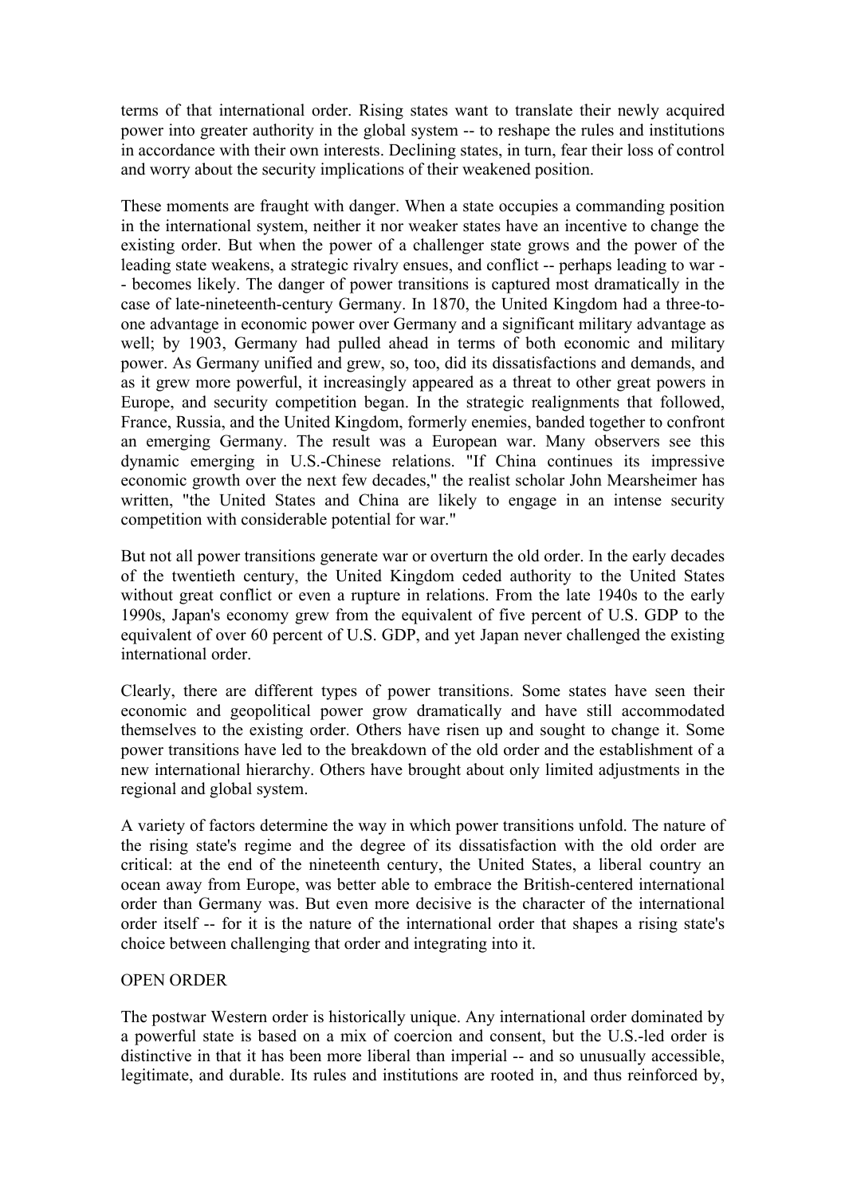terms of that international order. Rising states want to translate their newly acquired power into greater authority in the global system -- to reshape the rules and institutions in accordance with their own interests. Declining states, in turn, fear their loss of control and worry about the security implications of their weakened position.

These moments are fraught with danger. When a state occupies a commanding position in the international system, neither it nor weaker states have an incentive to change the existing order. But when the power of a challenger state grows and the power of the leading state weakens, a strategic rivalry ensues, and conflict -- perhaps leading to war -- becomes likely. The danger of power transitions is captured most dramatically in the case of late-nineteenth-century Germany. In 1870, the United Kingdom had a three-to-one advantage in economic power over Germany and a significant military advantage as well; by 1903, Germany had pulled ahead in terms of both economic and military power. As Germany unified and grew, so, too, did its dissatisfactions and demands, and as it grew more powerful, it increasingly appeared as a threat to other great powers in Europe, and security competition began. In the strategic realignments that followed, France, Russia, and the United Kingdom, formerly enemies, banded together to confront an emerging Germany. The result was a European war. Many observers see this dynamic emerging in U.S.-Chinese relations. "If China continues its impressive economic growth over the next few decades," the realist scholar John Mearsheimer has written, "the United States and China are likely to engage in an intense security competition with considerable potential for war."

But not all power transitions generate war or overturn the old order. In the early decades of the twentieth century, the United Kingdom ceded authority to the United States without great conflict or even a rupture in relations. From the late 1940s to the early 1990s, Japan's economy grew from the equivalent of five percent of U.S. GDP to the equivalent of over 60 percent of U.S. GDP, and yet Japan never challenged the existing international order.

Clearly, there are different types of power transitions. Some states have seen their economic and geopolitical power grow dramatically and have still accommodated themselves to the existing order. Others have risen up and sought to change it. Some power transitions have led to the breakdown of the old order and the establishment of a new international hierarchy. Others have brought about only limited adjustments in the regional and global system.

A variety of factors determine the way in which power transitions unfold. The nature of the rising state's regime and the degree of its dissatisfaction with the old order are critical: at the end of the nineteenth century, the United States, a liberal country an ocean away from Europe, was better able to embrace the British-centered international order than Germany was. But even more decisive is the character of the international order itself -- for it is the nature of the international order that shapes a rising state's choice between challenging that order and integrating into it.

## OPEN ORDER

The postwar Western order is historically unique. Any international order dominated by a powerful state is based on a mix of coercion and consent, but the U.S.-led order is distinctive in that it has been more liberal than imperial -- and so unusually accessible, legitimate, and durable. Its rules and institutions are rooted in, and thus reinforced by,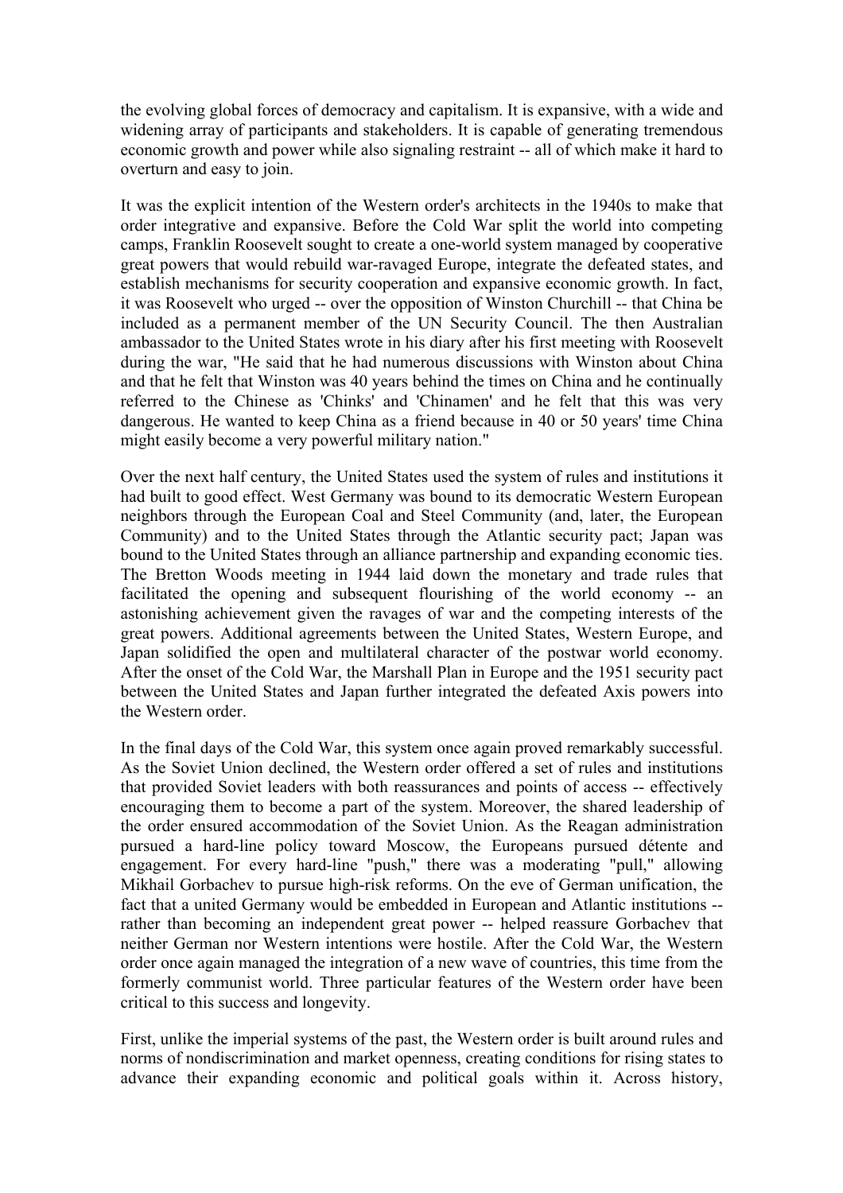the evolving global forces of democracy and capitalism. It is expansive, with a wide and widening array of participants and stakeholders. It is capable of generating tremendous economic growth and power while also signaling restraint -- all of which make it hard to overturn and easy to join.

It was the explicit intention of the Western order's architects in the 1940s to make that order integrative and expansive. Before the Cold War split the world into competing camps, Franklin Roosevelt sought to create a one-world system managed by cooperative great powers that would rebuild war-ravaged Europe, integrate the defeated states, and establish mechanisms for security cooperation and expansive economic growth. In fact, it was Roosevelt who urged -- over the opposition of Winston Churchill -- that China be included as a permanent member of the UN Security Council. The then Australian ambassador to the United States wrote in his diary after his first meeting with Roosevelt during the war, "He said that he had numerous discussions with Winston about China and that he felt that Winston was 40 years behind the times on China and he continually referred to the Chinese as 'Chinks' and 'Chinamen' and he felt that this was very dangerous. He wanted to keep China as a friend because in 40 or 50 years' time China might easily become a very powerful military nation."

Over the next half century, the United States used the system of rules and institutions it had built to good effect. West Germany was bound to its democratic Western European neighbors through the European Coal and Steel Community (and, later, the European Community) and to the United States through the Atlantic security pact; Japan was bound to the United States through an alliance partnership and expanding economic ties. The Bretton Woods meeting in 1944 laid down the monetary and trade rules that facilitated the opening and subsequent flourishing of the world economy -- an astonishing achievement given the ravages of war and the competing interests of the great powers. Additional agreements between the United States, Western Europe, and Japan solidified the open and multilateral character of the postwar world economy. After the onset of the Cold War, the Marshall Plan in Europe and the 1951 security pact between the United States and Japan further integrated the defeated Axis powers into the Western order.

In the final days of the Cold War, this system once again proved remarkably successful. As the Soviet Union declined, the Western order offered a set of rules and institutions that provided Soviet leaders with both reassurances and points of access -- effectively encouraging them to become a part of the system. Moreover, the shared leadership of the order ensured accommodation of the Soviet Union. As the Reagan administration pursued a hard-line policy toward Moscow, the Europeans pursued détente and engagement. For every hard-line "push," there was a moderating "pull," allowing Mikhail Gorbachev to pursue high-risk reforms. On the eve of German unification, the fact that a united Germany would be embedded in European and Atlantic institutions -- rather than becoming an independent great power -- helped reassure Gorbachev that neither German nor Western intentions were hostile. After the Cold War, the Western order once again managed the integration of a new wave of countries, this time from the formerly communist world. Three particular features of the Western order have been critical to this success and longevity.

First, unlike the imperial systems of the past, the Western order is built around rules and norms of nondiscrimination and market openness, creating conditions for rising states to advance their expanding economic and political goals within it. Across history,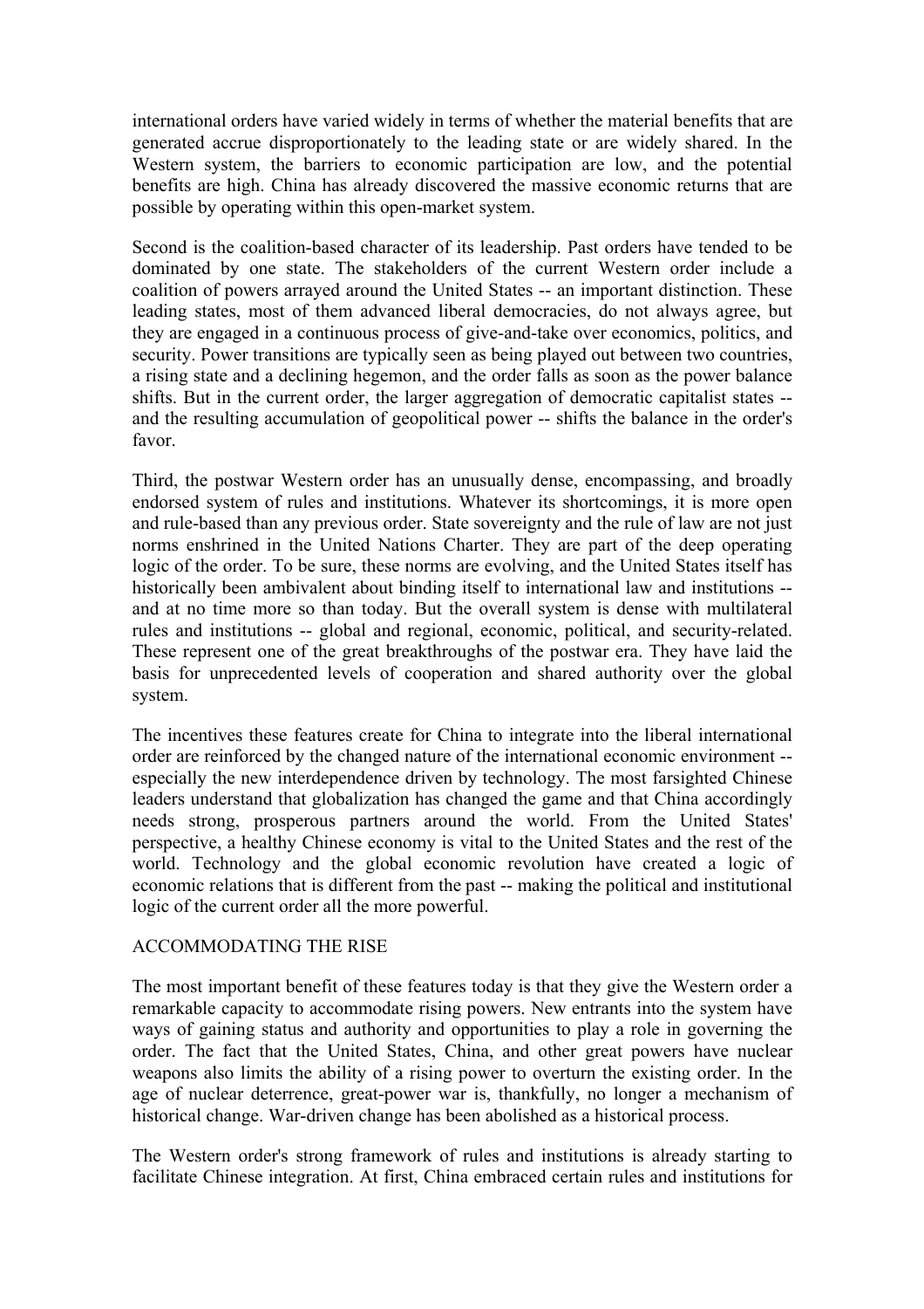international orders have varied widely in terms of whether the material benefits that are generated accrue disproportionately to the leading state or are widely shared. In the Western system, the barriers to economic participation are low, and the potential benefits are high. China has already discovered the massive economic returns that are possible by operating within this open-market system.

Second is the coalition-based character of its leadership. Past orders have tended to be dominated by one state. The stakeholders of the current Western order include a coalition of powers arrayed around the United States -- an important distinction. These leading states, most of them advanced liberal democracies, do not always agree, but they are engaged in a continuous process of give-and-take over economics, politics, and security. Power transitions are typically seen as being played out between two countries, a rising state and a declining hegemon, and the order falls as soon as the power balance shifts. But in the current order, the larger aggregation of democratic capitalist states -- and the resulting accumulation of geopolitical power -- shifts the balance in the order's favor.

Third, the postwar Western order has an unusually dense, encompassing, and broadly endorsed system of rules and institutions. Whatever its shortcomings, it is more open and rule-based than any previous order. State sovereignty and the rule of law are not just norms enshrined in the United Nations Charter. They are part of the deep operating logic of the order. To be sure, these norms are evolving, and the United States itself has historically been ambivalent about binding itself to international law and institutions -- and at no time more so than today. But the overall system is dense with multilateral rules and institutions -- global and regional, economic, political, and security-related. These represent one of the great breakthroughs of the postwar era. They have laid the basis for unprecedented levels of cooperation and shared authority over the global system.

The incentives these features create for China to integrate into the liberal international order are reinforced by the changed nature of the international economic environment -- especially the new interdependence driven by technology. The most farsighted Chinese leaders understand that globalization has changed the game and that China accordingly needs strong, prosperous partners around the world. From the United States' perspective, a healthy Chinese economy is vital to the United States and the rest of the world. Technology and the global economic revolution have created a logic of economic relations that is different from the past -- making the political and institutional logic of the current order all the more powerful.

## ACCOMMODATING THE RISE

The most important benefit of these features today is that they give the Western order a remarkable capacity to accommodate rising powers. New entrants into the system have ways of gaining status and authority and opportunities to play a role in governing the order. The fact that the United States, China, and other great powers have nuclear weapons also limits the ability of a rising power to overturn the existing order. In the age of nuclear deterrence, great-power war is, thankfully, no longer a mechanism of historical change. War-driven change has been abolished as a historical process.

The Western order's strong framework of rules and institutions is already starting to facilitate Chinese integration. At first, China embraced certain rules and institutions for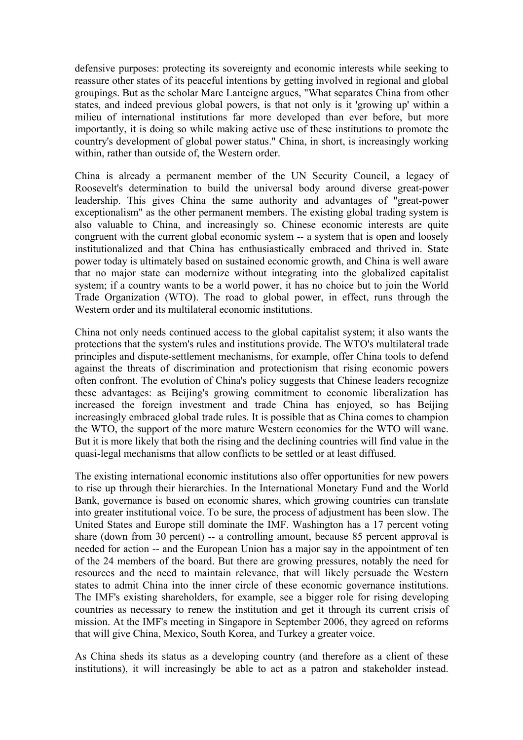defensive purposes: protecting its sovereignty and economic interests while seeking to reassure other states of its peaceful intentions by getting involved in regional and global groupings. But as the scholar Marc Lanteigne argues, "What separates China from other states, and indeed previous global powers, is that not only is it 'growing up' within a milieu of international institutions far more developed than ever before, but more importantly, it is doing so while making active use of these institutions to promote the country's development of global power status." China, in short, is increasingly working within, rather than outside of, the Western order.

China is already a permanent member of the UN Security Council, a legacy of Roosevelt's determination to build the universal body around diverse great-power leadership. This gives China the same authority and advantages of "great-power exceptionalism" as the other permanent members. The existing global trading system is also valuable to China, and increasingly so. Chinese economic interests are quite congruent with the current global economic system -- a system that is open and loosely institutionalized and that China has enthusiastically embraced and thrived in. State power today is ultimately based on sustained economic growth, and China is well aware that no major state can modernize without integrating into the globalized capitalist system; if a country wants to be a world power, it has no choice but to join the World Trade Organization (WTO). The road to global power, in effect, runs through the Western order and its multilateral economic institutions.

China not only needs continued access to the global capitalist system; it also wants the protections that the system's rules and institutions provide. The WTO's multilateral trade principles and dispute-settlement mechanisms, for example, offer China tools to defend against the threats of discrimination and protectionism that rising economic powers often confront. The evolution of China's policy suggests that Chinese leaders recognize these advantages: as Beijing's growing commitment to economic liberalization has increased the foreign investment and trade China has enjoyed, so has Beijing increasingly embraced global trade rules. It is possible that as China comes to champion the WTO, the support of the more mature Western economies for the WTO will wane. But it is more likely that both the rising and the declining countries will find value in the quasi-legal mechanisms that allow conflicts to be settled or at least diffused.

The existing international economic institutions also offer opportunities for new powers to rise up through their hierarchies. In the International Monetary Fund and the World Bank, governance is based on economic shares, which growing countries can translate into greater institutional voice. To be sure, the process of adjustment has been slow. The United States and Europe still dominate the IMF. Washington has a 17 percent voting share (down from 30 percent) -- a controlling amount, because 85 percent approval is needed for action -- and the European Union has a major say in the appointment of ten of the 24 members of the board. But there are growing pressures, notably the need for resources and the need to maintain relevance, that will likely persuade the Western states to admit China into the inner circle of these economic governance institutions. The IMF's existing shareholders, for example, see a bigger role for rising developing countries as necessary to renew the institution and get it through its current crisis of mission. At the IMF's meeting in Singapore in September 2006, they agreed on reforms that will give China, Mexico, South Korea, and Turkey a greater voice.

As China sheds its status as a developing country (and therefore as a client of these institutions), it will increasingly be able to act as a patron and stakeholder instead.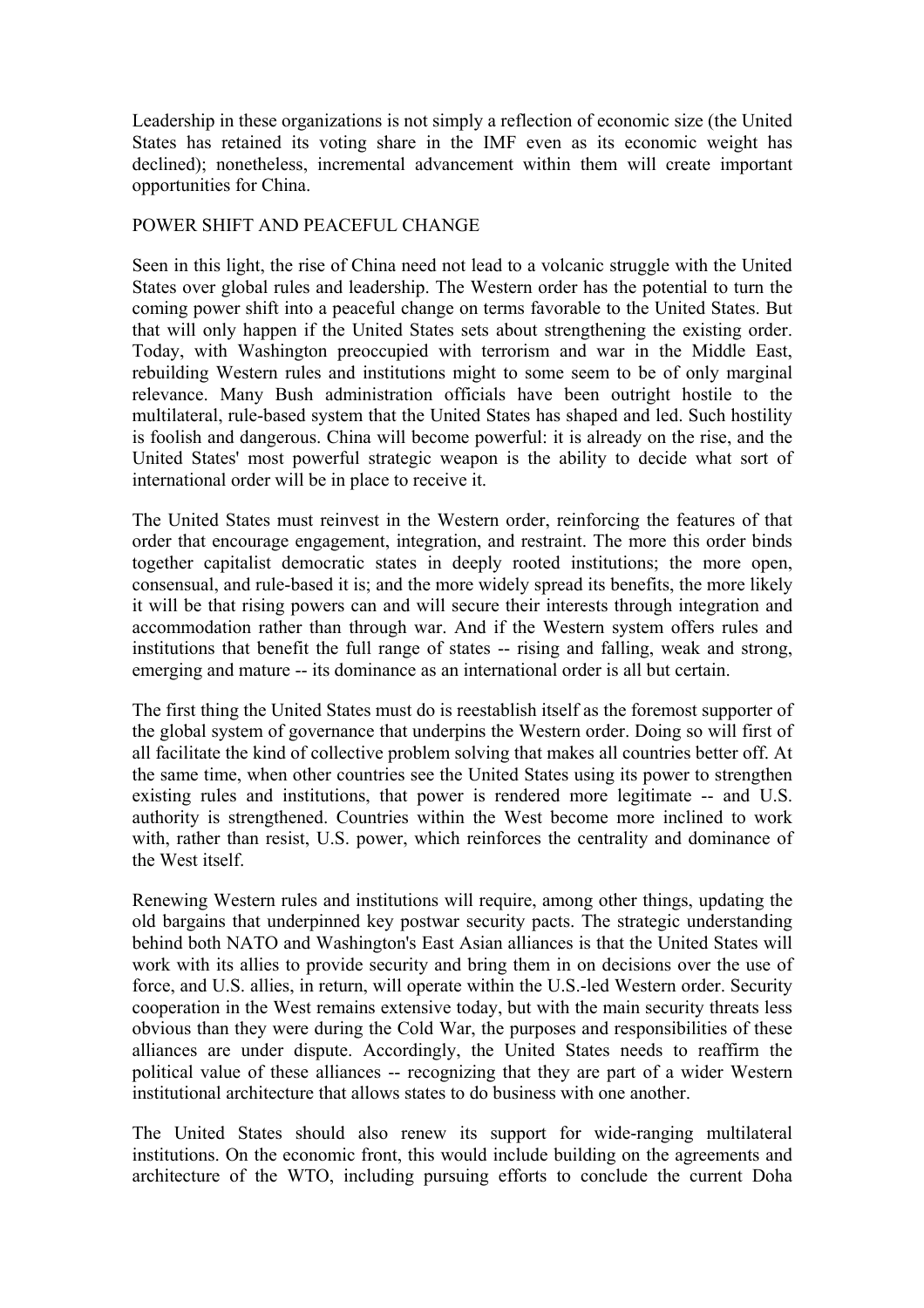Leadership in these organizations is not simply a reflection of economic size (the United States has retained its voting share in the IMF even as its economic weight has declined); nonetheless, incremental advancement within them will create important opportunities for China.

## POWER SHIFT AND PEACEFUL CHANGE

Seen in this light, the rise of China need not lead to a volcanic struggle with the United States over global rules and leadership. The Western order has the potential to turn the coming power shift into a peaceful change on terms favorable to the United States. But that will only happen if the United States sets about strengthening the existing order. Today, with Washington preoccupied with terrorism and war in the Middle East, rebuilding Western rules and institutions might to some seem to be of only marginal relevance. Many Bush administration officials have been outright hostile to the multilateral, rule-based system that the United States has shaped and led. Such hostility is foolish and dangerous. China will become powerful: it is already on the rise, and the United States' most powerful strategic weapon is the ability to decide what sort of international order will be in place to receive it.

The United States must reinvest in the Western order, reinforcing the features of that order that encourage engagement, integration, and restraint. The more this order binds together capitalist democratic states in deeply rooted institutions; the more open, consensual, and rule-based it is; and the more widely spread its benefits, the more likely it will be that rising powers can and will secure their interests through integration and accommodation rather than through war. And if the Western system offers rules and institutions that benefit the full range of states -- rising and falling, weak and strong, emerging and mature -- its dominance as an international order is all but certain.

The first thing the United States must do is reestablish itself as the foremost supporter of the global system of governance that underpins the Western order. Doing so will first of all facilitate the kind of collective problem solving that makes all countries better off. At the same time, when other countries see the United States using its power to strengthen existing rules and institutions, that power is rendered more legitimate -- and U.S. authority is strengthened. Countries within the West become more inclined to work with, rather than resist, U.S. power, which reinforces the centrality and dominance of the West itself.

Renewing Western rules and institutions will require, among other things, updating the old bargains that underpinned key postwar security pacts. The strategic understanding behind both NATO and Washington's East Asian alliances is that the United States will work with its allies to provide security and bring them in on decisions over the use of force, and U.S. allies, in return, will operate within the U.S.-led Western order. Security cooperation in the West remains extensive today, but with the main security threats less obvious than they were during the Cold War, the purposes and responsibilities of these alliances are under dispute. Accordingly, the United States needs to reaffirm the political value of these alliances -- recognizing that they are part of a wider Western institutional architecture that allows states to do business with one another.

The United States should also renew its support for wide-ranging multilateral institutions. On the economic front, this would include building on the agreements and architecture of the WTO, including pursuing efforts to conclude the current Doha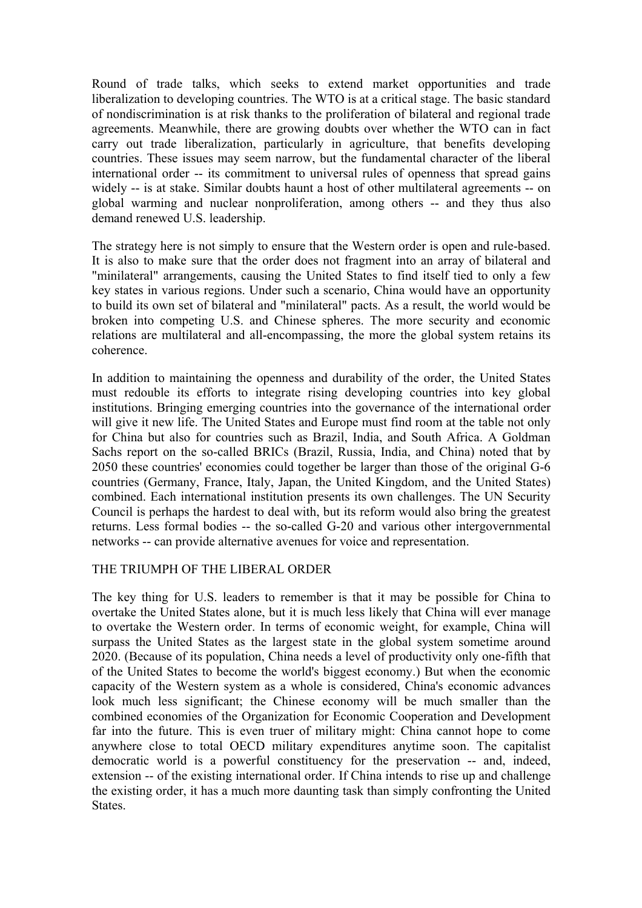Round of trade talks, which seeks to extend market opportunities and trade liberalization to developing countries. The WTO is at a critical stage. The basic standard of nondiscrimination is at risk thanks to the proliferation of bilateral and regional trade agreements. Meanwhile, there are growing doubts over whether the WTO can in fact carry out trade liberalization, particularly in agriculture, that benefits developing countries. These issues may seem narrow, but the fundamental character of the liberal international order -- its commitment to universal rules of openness that spread gains widely -- is at stake. Similar doubts haunt a host of other multilateral agreements -- on global warming and nuclear nonproliferation, among others -- and they thus also demand renewed U.S. leadership.

The strategy here is not simply to ensure that the Western order is open and rule-based. It is also to make sure that the order does not fragment into an array of bilateral and "minilateral" arrangements, causing the United States to find itself tied to only a few key states in various regions. Under such a scenario, China would have an opportunity to build its own set of bilateral and "minilateral" pacts. As a result, the world would be broken into competing U.S. and Chinese spheres. The more security and economic relations are multilateral and all-encompassing, the more the global system retains its coherence.

In addition to maintaining the openness and durability of the order, the United States must redouble its efforts to integrate rising developing countries into key global institutions. Bringing emerging countries into the governance of the international order will give it new life. The United States and Europe must find room at the table not only for China but also for countries such as Brazil, India, and South Africa. A Goldman Sachs report on the so-called BRICs (Brazil, Russia, India, and China) noted that by 2050 these countries' economies could together be larger than those of the original G-6 countries (Germany, France, Italy, Japan, the United Kingdom, and the United States) combined. Each international institution presents its own challenges. The UN Security Council is perhaps the hardest to deal with, but its reform would also bring the greatest returns. Less formal bodies -- the so-called G-20 and various other intergovernmental networks -- can provide alternative avenues for voice and representation.

## THE TRIUMPH OF THE LIBERAL ORDER

The key thing for U.S. leaders to remember is that it may be possible for China to overtake the United States alone, but it is much less likely that China will ever manage to overtake the Western order. In terms of economic weight, for example, China will surpass the United States as the largest state in the global system sometime around 2020. (Because of its population, China needs a level of productivity only one-fifth that of the United States to become the world's biggest economy.) But when the economic capacity of the Western system as a whole is considered, China's economic advances look much less significant; the Chinese economy will be much smaller than the combined economies of the Organization for Economic Cooperation and Development far into the future. This is even truer of military might: China cannot hope to come anywhere close to total OECD military expenditures anytime soon. The capitalist democratic world is a powerful constituency for the preservation -- and, indeed, extension -- of the existing international order. If China intends to rise up and challenge the existing order, it has a much more daunting task than simply confronting the United States.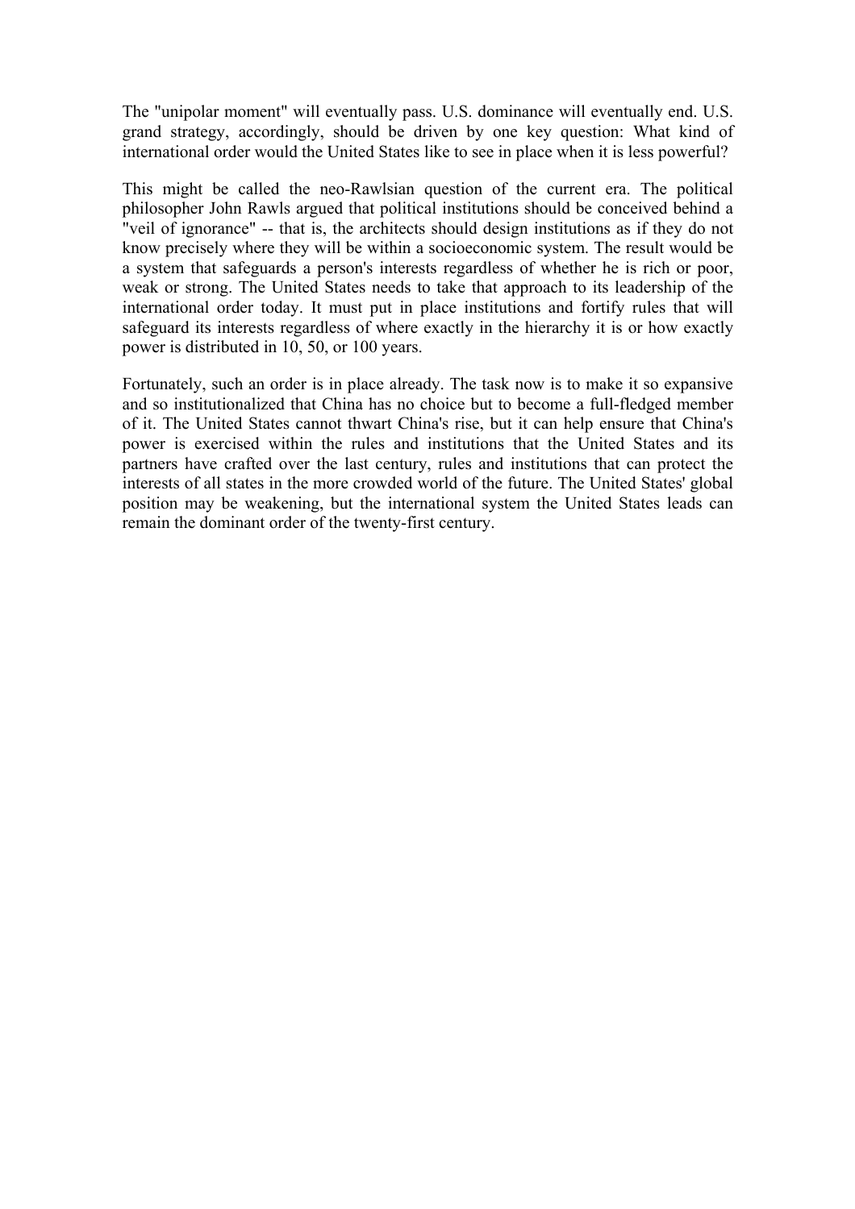The "unipolar moment" will eventually pass. U.S. dominance will eventually end. U.S. grand strategy, accordingly, should be driven by one key question: What kind of international order would the United States like to see in place when it is less powerful?

This might be called the neo-Rawlsian question of the current era. The political philosopher John Rawls argued that political institutions should be conceived behind a "veil of ignorance" -- that is, the architects should design institutions as if they do not know precisely where they will be within a socioeconomic system. The result would be a system that safeguards a person's interests regardless of whether he is rich or poor, weak or strong. The United States needs to take that approach to its leadership of the international order today. It must put in place institutions and fortify rules that will safeguard its interests regardless of where exactly in the hierarchy it is or how exactly power is distributed in 10, 50, or 100 years.

Fortunately, such an order is in place already. The task now is to make it so expansive and so institutionalized that China has no choice but to become a full-fledged member of it. The United States cannot thwart China's rise, but it can help ensure that China's power is exercised within the rules and institutions that the United States and its partners have crafted over the last century, rules and institutions that can protect the interests of all states in the more crowded world of the future. The United States' global position may be weakening, but the international system the United States leads can remain the dominant order of the twenty-first century.